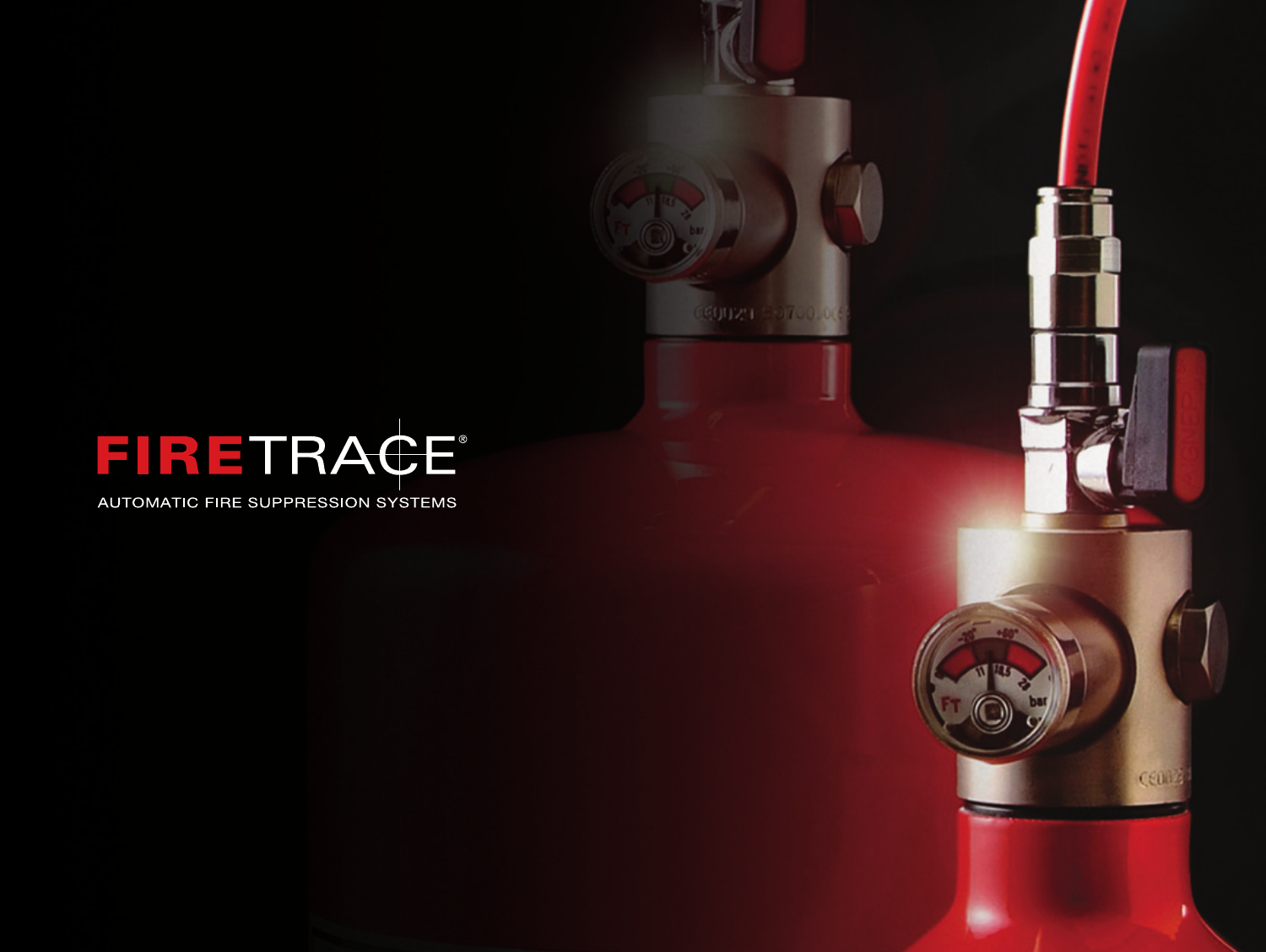# FIRETRACE®

AUTOMATIC FIRE SUPPRESSION SYSTEMS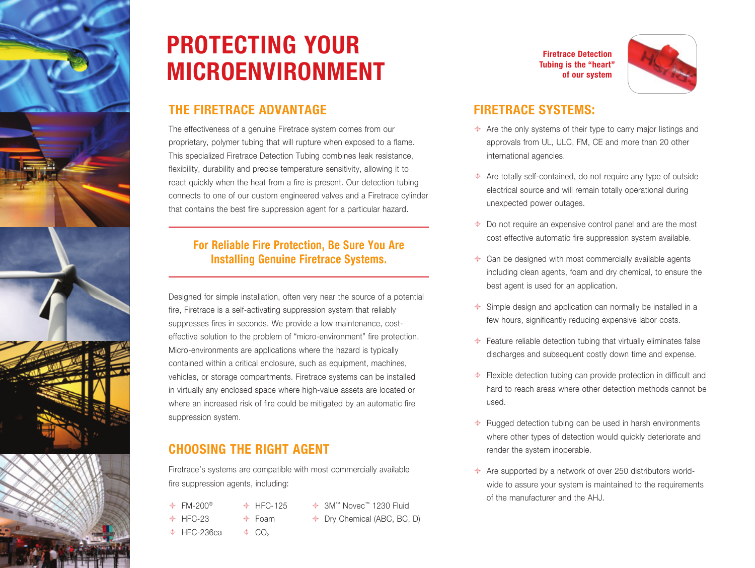# PROTECTING YOUR MICROENVIRONMENT

## THE FIRETRACE ADVANTAGE

The effectiveness of a genuine Firetrace system comes from our proprietary, polymer tubing that will rupture when exposed to a flame. This specialized Firetrace Detection Tubing combines leak resistance, flexibility, durability and precise temperature sensitivity, allowing it to react quickly when the heat from a fire is present. Our detection tubing connects to one of our custom engineered valves and a Firetrace cylinder that contains the best fire suppression agent for a particular hazard.

**For Reliable Fire Protection, Be Sure You Are Installing Genuine Firetrace Systems.**

Designed for simple installation, often very near the source of a potential fire, Firetrace is a self-activating suppression system that reliably suppresses fires in seconds. We provide a low maintenance, cost-effective solution to the problem of "micro-environment" fire protection. Micro-environments are applications where the hazard is typically contained within a critical enclosure, such as equipment, machines, vehicles, or storage compartments. Firetrace systems can be installed in virtually any enclosed space where high-value assets are located or where an increased risk of fire could be mitigated by an automatic fire suppression system.

## CHOOSING THE RIGHT AGENT

Firetrace's systems are compatible with most commercially available fire suppression agents, including:

- FM-200®
- HFC-23
- HFC-236ea
- HFC-125
- Foam
- $CO_2$
- 3M™ Novec™ 1230 Fluid
- Dry Chemical (ABC, BC, D)

**Firetrace Detection Tubing is the "heart" of our system**

## FIRETRACE SYSTEMS:

- Are the only systems of their type to carry major listings and approvals from UL, ULC, FM, CE and more than 20 other international agencies.
- Are totally self-contained, do not require any type of outside electrical source and will remain totally operational during unexpected power outages.
- Do not require an expensive control panel and are the most cost effective automatic fire suppression system available.
- Can be designed with most commercially available agents including clean agents, foam and dry chemical, to ensure the best agent is used for an application.
- Simple design and application can normally be installed in a few hours, significantly reducing expensive labor costs.
- Feature reliable detection tubing that virtually eliminates false discharges and subsequent costly down time and expense.
- Flexible detection tubing can provide protection in difficult and hard to reach areas where other detection methods cannot be used.
- Rugged detection tubing can be used in harsh environments where other types of detection would quickly deteriorate and render the system inoperable.
- Are supported by a network of over 250 distributors world-wide to assure your system is maintained to the requirements of the manufacturer and the AHJ.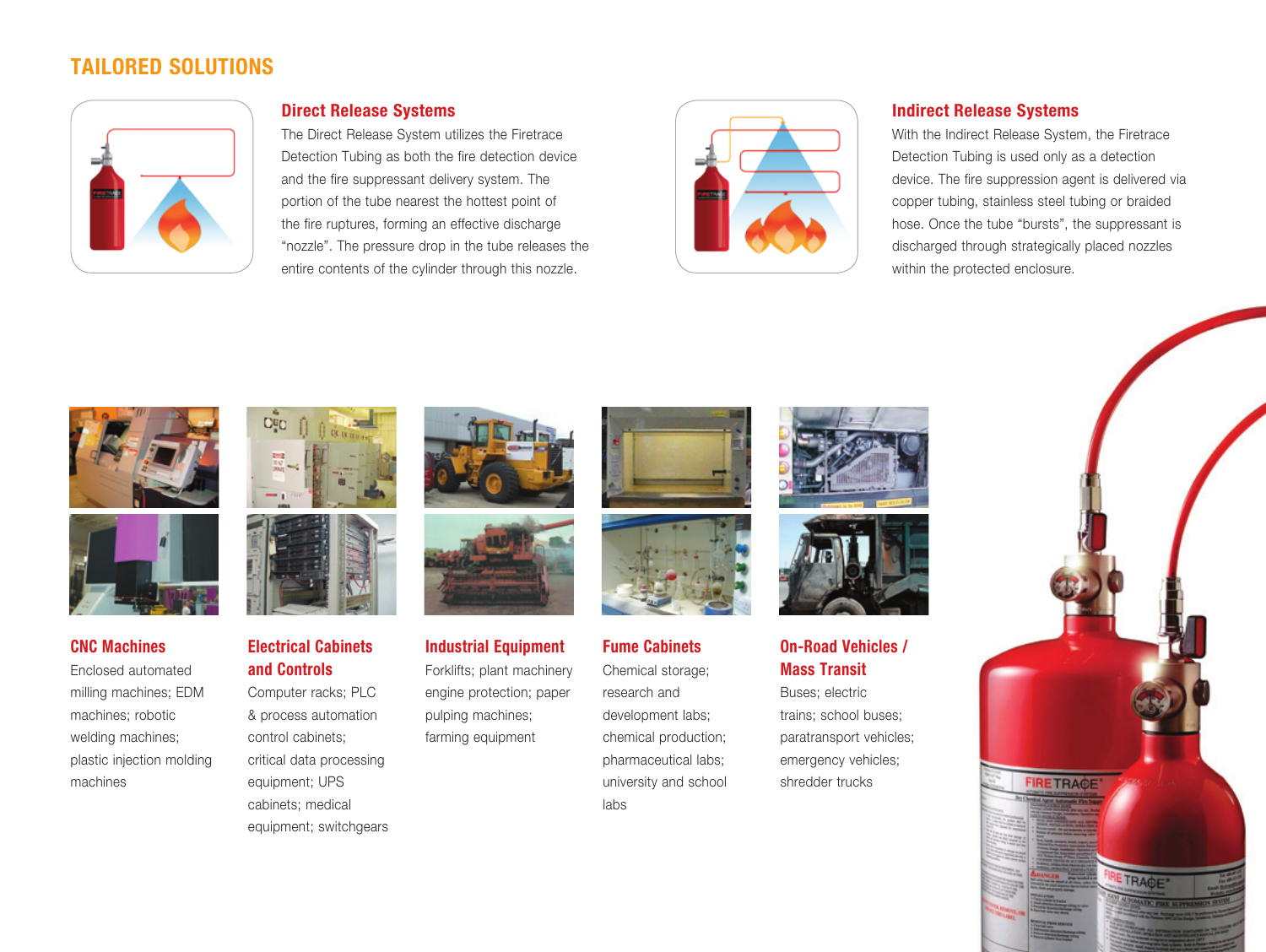# TAILORED SOLUTIONS

## Direct Release Systems

The Direct Release System utilizes the Firetrace Detection Tubing as both the fire detection device and the fire suppressant delivery system. The portion of the tube nearest the hottest point of the fire ruptures, forming an effective discharge "nozzle". The pressure drop in the tube releases the entire contents of the cylinder through this nozzle.

## Indirect Release Systems

With the Indirect Release System, the Firetrace Detection Tubing is used only as a detection device. The fire suppression agent is delivered via copper tubing, stainless steel tubing or braided hose. Once the tube "bursts", the suppressant is discharged through strategically placed nozzles within the protected enclosure.

### CNC Machines

Enclosed automated milling machines; EDM machines; robotic welding machines; plastic injection molding machines

### Electrical Cabinets and Controls

Computer racks; PLC & process automation control cabinets; critical data processing equipment; UPS cabinets; medical equipment; switchgears

### Industrial Equipment

Forklifts; plant machinery engine protection; paper pulping machines; farming equipment

### Fume Cabinets

Chemical storage; research and development labs; chemical production; pharmaceutical labs; university and school labs

### On-Road Vehicles / Mass Transit

Buses; electric trains; school buses; paratransport vehicles; emergency vehicles; shredder trucks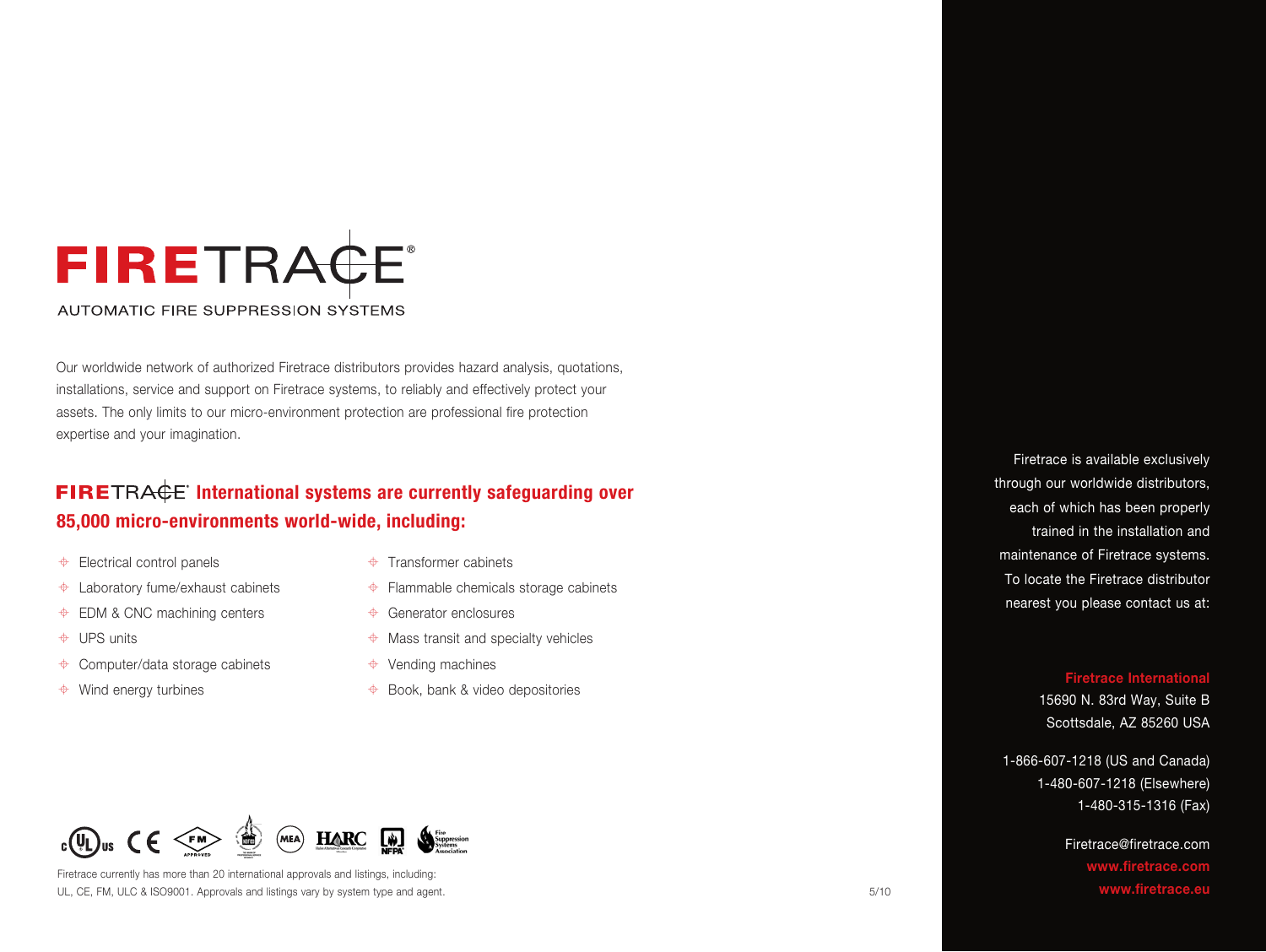# FIRETRACE®

AUTOMATIC FIRE SUPPRESSION SYSTEMS

Our worldwide network of authorized Firetrace distributors provides hazard analysis, quotations, installations, service and support on Firetrace systems, to reliably and effectively protect your assets. The only limits to our micro-environment protection are professional fire protection expertise and your imagination.

## FIRETRACE® International systems are currently safeguarding over 85,000 micro-environments world-wide, including:

- Electrical control panels
- Laboratory fume/exhaust cabinets
- EDM & CNC machining centers
- UPS units
- Computer/data storage cabinets
- Wind energy turbines
- Transformer cabinets
- Flammable chemicals storage cabinets
- Generator enclosures
- Mass transit and specialty vehicles
- Vending machines
- Book, bank & video depositories

Firetrace currently has more than 20 international approvals and listings, including: UL, CE, FM, ULC & ISO9001. Approvals and listings vary by system type and agent.

5/10

Firetrace is available exclusively through our worldwide distributors, each of which has been properly trained in the installation and maintenance of Firetrace systems. To locate the Firetrace distributor nearest you please contact us at:

**Firetrace International**
15690 N. 83rd Way, Suite B
Scottsdale, AZ 85260 USA

1-866-607-1218 (US and Canada)
1-480-607-1218 (Elsewhere)
1-480-315-1316 (Fax)

Firetrace@firetrace.com
**www.firetrace.com**
**www.firetrace.eu**